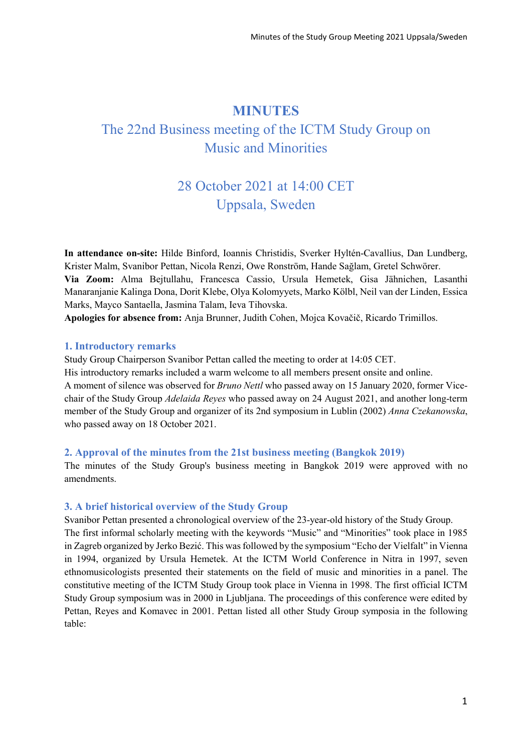# MINUTES

## The 22nd Business meeting of the ICTM Study Group on Music and Minorities

## 28 October 2021 at 14:00 CET
## Uppsala, Sweden

**In attendance on-site:** Hilde Binford, Ioannis Christidis, Sverker Hyltén-Cavallius, Dan Lundberg, Krister Malm, Svanibor Pettan, Nicola Renzi, Owe Ronström, Hande Sağlam, Gretel Schwörer.
**Via Zoom:** Alma Bejtullahu, Francesca Cassio, Ursula Hemetek, Gisa Jähnichen, Lasanthi Manaranjanie Kalinga Dona, Dorit Klebe, Olya Kolomyyets, Marko Kölbl, Neil van der Linden, Essica Marks, Mayco Santaella, Jasmina Talam, Ieva Tihovska.
**Apologies for absence from:** Anja Brunner, Judith Cohen, Mojca Kovačič, Ricardo Trimillos.

### 1. Introductory remarks

Study Group Chairperson Svanibor Pettan called the meeting to order at 14:05 CET.
His introductory remarks included a warm welcome to all members present onsite and online.
A moment of silence was observed for *Bruno Nettl* who passed away on 15 January 2020, former Vice-chair of the Study Group *Adelaida Reyes* who passed away on 24 August 2021, and another long-term member of the Study Group and organizer of its 2nd symposium in Lublin (2002) *Anna Czekanowska*, who passed away on 18 October 2021.

### 2. Approval of the minutes from the 21st business meeting (Bangkok 2019)

The minutes of the Study Group's business meeting in Bangkok 2019 were approved with no amendments.

### 3. A brief historical overview of the Study Group

Svanibor Pettan presented a chronological overview of the 23-year-old history of the Study Group.
The first informal scholarly meeting with the keywords "Music" and "Minorities" took place in 1985 in Zagreb organized by Jerko Bezić. This was followed by the symposium "Echo der Vielfalt" in Vienna in 1994, organized by Ursula Hemetek. At the ICTM World Conference in Nitra in 1997, seven ethnomusicologists presented their statements on the field of music and minorities in a panel. The constitutive meeting of the ICTM Study Group took place in Vienna in 1998. The first official ICTM Study Group symposium was in 2000 in Ljubljana. The proceedings of this conference were edited by Pettan, Reyes and Komavec in 2001. Pettan listed all other Study Group symposia in the following table: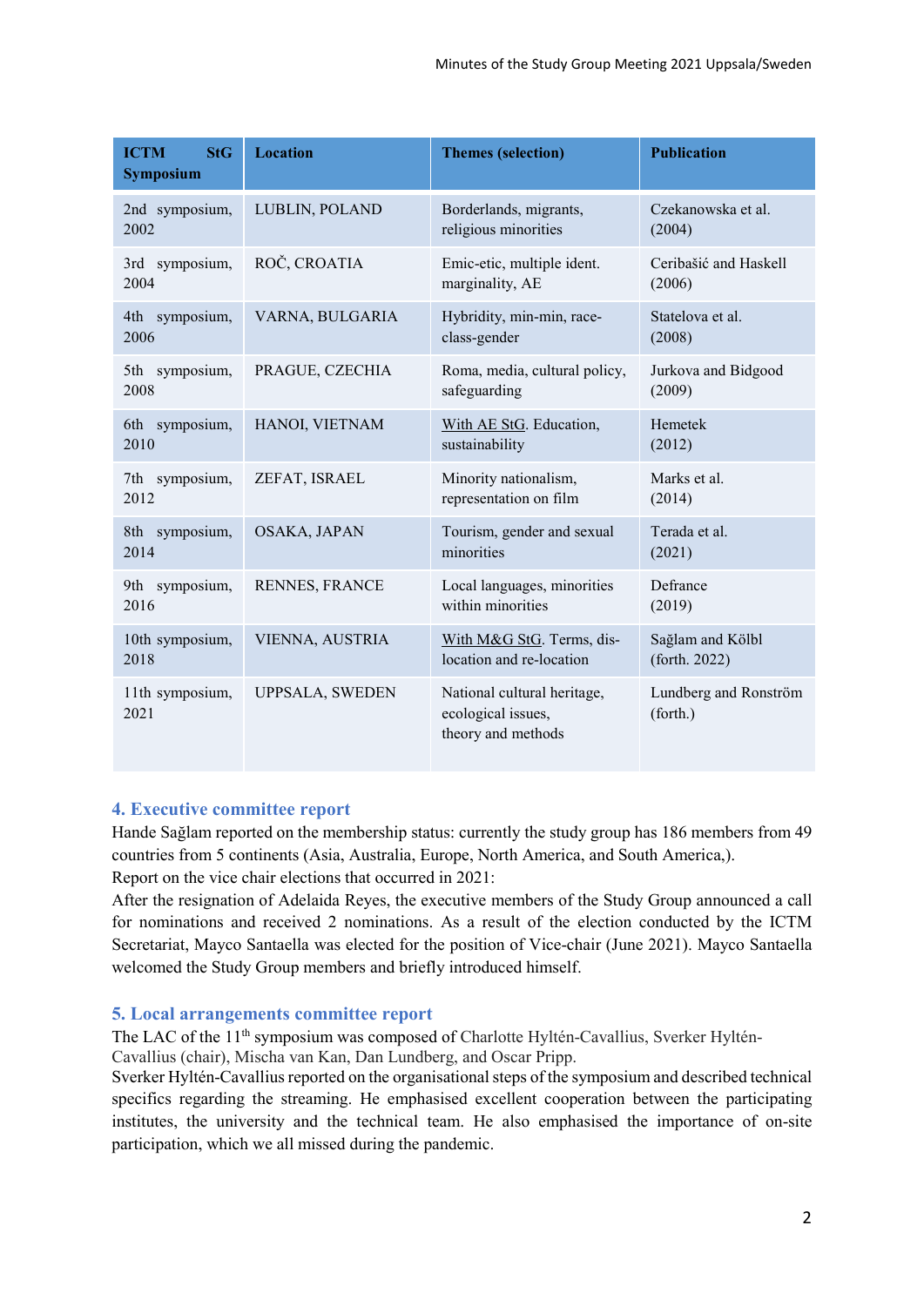| ICTM StG Symposium | Location | Themes (selection) | Publication |
|---|---|---|---|
| 2nd symposium, 2002 | LUBLIN, POLAND | Borderlands, migrants, religious minorities | Czekanowska et al. (2004) |
| 3rd symposium, 2004 | ROČ, CROATIA | Emic-etic, multiple ident. marginality, AE | Ceribašić and Haskell (2006) |
| 4th symposium, 2006 | VARNA, BULGARIA | Hybridity, min-min, race-class-gender | Statelova et al. (2008) |
| 5th symposium, 2008 | PRAGUE, CZECHIA | Roma, media, cultural policy, safeguarding | Jurkova and Bidgood (2009) |
| 6th symposium, 2010 | HANOI, VIETNAM | With AE StG. Education, sustainability | Hemetek (2012) |
| 7th symposium, 2012 | ZEFAT, ISRAEL | Minority nationalism, representation on film | Marks et al. (2014) |
| 8th symposium, 2014 | OSAKA, JAPAN | Tourism, gender and sexual minorities | Terada et al. (2021) |
| 9th symposium, 2016 | RENNES, FRANCE | Local languages, minorities within minorities | Defrance (2019) |
| 10th symposium, 2018 | VIENNA, AUSTRIA | With M&G StG. Terms, dis-location and re-location | Sağlam and Kölbl (forth. 2022) |
| 11th symposium, 2021 | UPPSALA, SWEDEN | National cultural heritage, ecological issues, theory and methods | Lundberg and Ronström (forth.) |

## 4. Executive committee report

Hande Sağlam reported on the membership status: currently the study group has 186 members from 49 countries from 5 continents (Asia, Australia, Europe, North America, and South America,).

Report on the vice chair elections that occurred in 2021:

After the resignation of Adelaida Reyes, the executive members of the Study Group announced a call for nominations and received 2 nominations. As a result of the election conducted by the ICTM Secretariat, Mayco Santaella was elected for the position of Vice-chair (June 2021). Mayco Santaella welcomed the Study Group members and briefly introduced himself.

## 5. Local arrangements committee report

The LAC of the 11th symposium was composed of Charlotte Hyltén-Cavallius, Sverker Hyltén-Cavallius (chair), Mischa van Kan, Dan Lundberg, and Oscar Pripp.

Sverker Hyltén-Cavallius reported on the organisational steps of the symposium and described technical specifics regarding the streaming. He emphasised excellent cooperation between the participating institutes, the university and the technical team. He also emphasised the importance of on-site participation, which we all missed during the pandemic.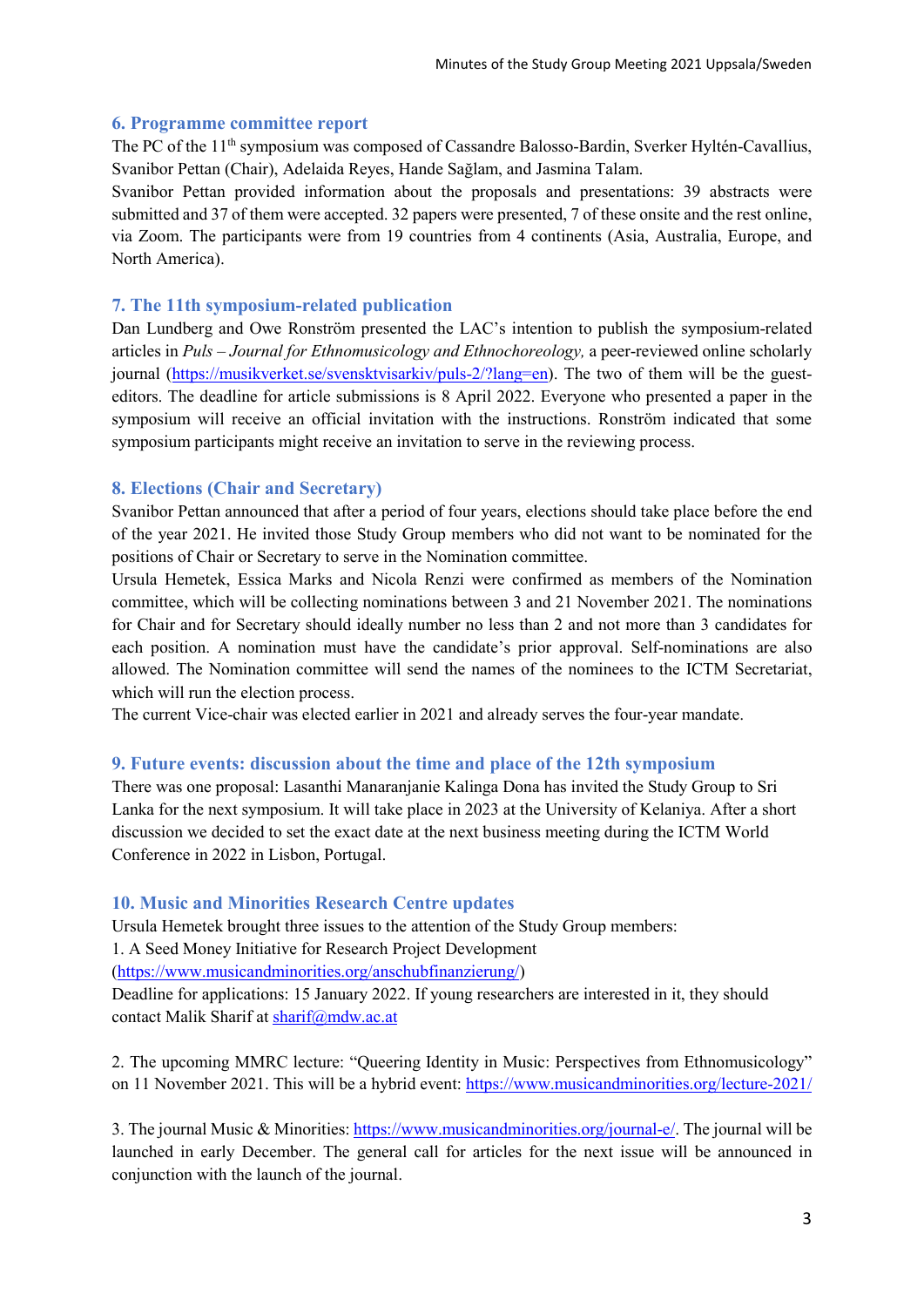## 6. Programme committee report

The PC of the 11th symposium was composed of Cassandre Balosso-Bardin, Sverker Hyltén-Cavallius, Svanibor Pettan (Chair), Adelaida Reyes, Hande Sağlam, and Jasmina Talam.

Svanibor Pettan provided information about the proposals and presentations: 39 abstracts were submitted and 37 of them were accepted. 32 papers were presented, 7 of these onsite and the rest online, via Zoom. The participants were from 19 countries from 4 continents (Asia, Australia, Europe, and North America).

## 7. The 11th symposium-related publication

Dan Lundberg and Owe Ronström presented the LAC's intention to publish the symposium-related articles in *Puls – Journal for Ethnomusicology and Ethnochoreology,* a peer-reviewed online scholarly journal (https://musikverket.se/svensktvisarkiv/puls-2/?lang=en). The two of them will be the guest-editors. The deadline for article submissions is 8 April 2022. Everyone who presented a paper in the symposium will receive an official invitation with the instructions. Ronström indicated that some symposium participants might receive an invitation to serve in the reviewing process.

## 8. Elections (Chair and Secretary)

Svanibor Pettan announced that after a period of four years, elections should take place before the end of the year 2021. He invited those Study Group members who did not want to be nominated for the positions of Chair or Secretary to serve in the Nomination committee.

Ursula Hemetek, Essica Marks and Nicola Renzi were confirmed as members of the Nomination committee, which will be collecting nominations between 3 and 21 November 2021. The nominations for Chair and for Secretary should ideally number no less than 2 and not more than 3 candidates for each position. A nomination must have the candidate's prior approval. Self-nominations are also allowed. The Nomination committee will send the names of the nominees to the ICTM Secretariat, which will run the election process.

The current Vice-chair was elected earlier in 2021 and already serves the four-year mandate.

## 9. Future events: discussion about the time and place of the 12th symposium

There was one proposal: Lasanthi Manaranjanie Kalinga Dona has invited the Study Group to Sri Lanka for the next symposium. It will take place in 2023 at the University of Kelaniya. After a short discussion we decided to set the exact date at the next business meeting during the ICTM World Conference in 2022 in Lisbon, Portugal.

## 10. Music and Minorities Research Centre updates

Ursula Hemetek brought three issues to the attention of the Study Group members:

1. A Seed Money Initiative for Research Project Development (https://www.musicandminorities.org/anschubfinanzierung/)
Deadline for applications: 15 January 2022. If young researchers are interested in it, they should contact Malik Sharif at sharif@mdw.ac.at

2. The upcoming MMRC lecture: "Queering Identity in Music: Perspectives from Ethnomusicology" on 11 November 2021. This will be a hybrid event: https://www.musicandminorities.org/lecture-2021/

3. The journal Music & Minorities: https://www.musicandminorities.org/journal-e/. The journal will be launched in early December. The general call for articles for the next issue will be announced in conjunction with the launch of the journal.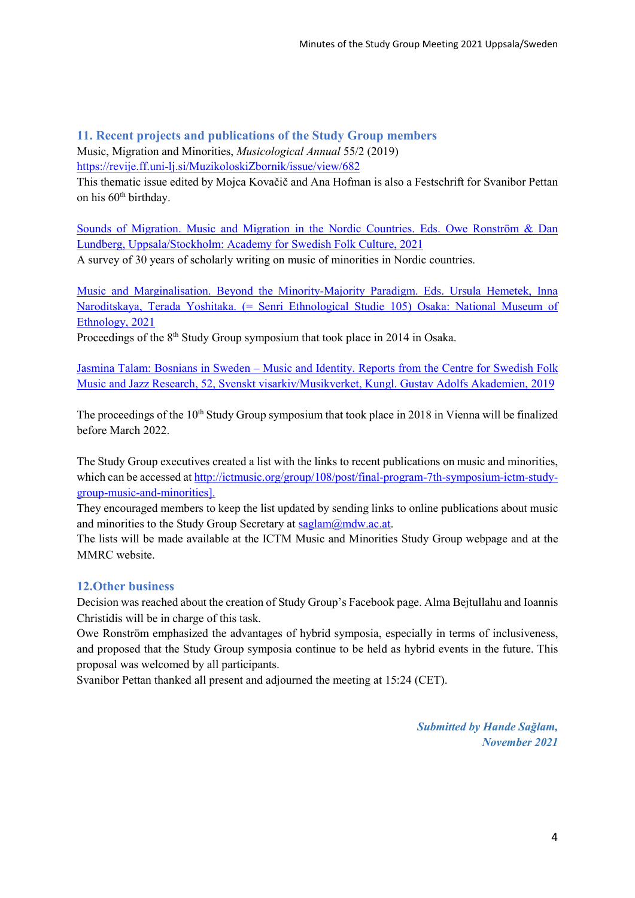## 11. Recent projects and publications of the Study Group members

Music, Migration and Minorities, *Musicological Annual* 55/2 (2019)
https://revije.ff.uni-lj.si/MuzikoloskiZbornik/issue/view/682
This thematic issue edited by Mojca Kovačič and Ana Hofman is also a Festschrift for Svanibor Pettan on his 60th birthday.

Sounds of Migration. Music and Migration in the Nordic Countries. Eds. Owe Ronström & Dan Lundberg, Uppsala/Stockholm: Academy for Swedish Folk Culture, 2021
A survey of 30 years of scholarly writing on music of minorities in Nordic countries.

Music and Marginalisation. Beyond the Minority-Majority Paradigm. Eds. Ursula Hemetek, Inna Naroditskaya, Terada Yoshitaka. (= Senri Ethnological Studie 105) Osaka: National Museum of Ethnology, 2021
Proceedings of the 8th Study Group symposium that took place in 2014 in Osaka.

Jasmina Talam: Bosnians in Sweden – Music and Identity. Reports from the Centre for Swedish Folk Music and Jazz Research, 52, Svenskt visarkiv/Musikverket, Kungl. Gustav Adolfs Akademien, 2019

The proceedings of the 10th Study Group symposium that took place in 2018 in Vienna will be finalized before March 2022.

The Study Group executives created a list with the links to recent publications on music and minorities, which can be accessed at http://ictmusic.org/group/108/post/final-program-7th-symposium-ictm-study-group-music-and-minorities].
They encouraged members to keep the list updated by sending links to online publications about music and minorities to the Study Group Secretary at saglam@mdw.ac.at.
The lists will be made available at the ICTM Music and Minorities Study Group webpage and at the MMRC website.

## 12.Other business

Decision was reached about the creation of Study Group's Facebook page. Alma Bejtullahu and Ioannis Christidis will be in charge of this task.
Owe Ronström emphasized the advantages of hybrid symposia, especially in terms of inclusiveness, and proposed that the Study Group symposia continue to be held as hybrid events in the future. This proposal was welcomed by all participants.
Svanibor Pettan thanked all present and adjourned the meeting at 15:24 (CET).

***Submitted by Hande Sağlam,***
***November 2021***